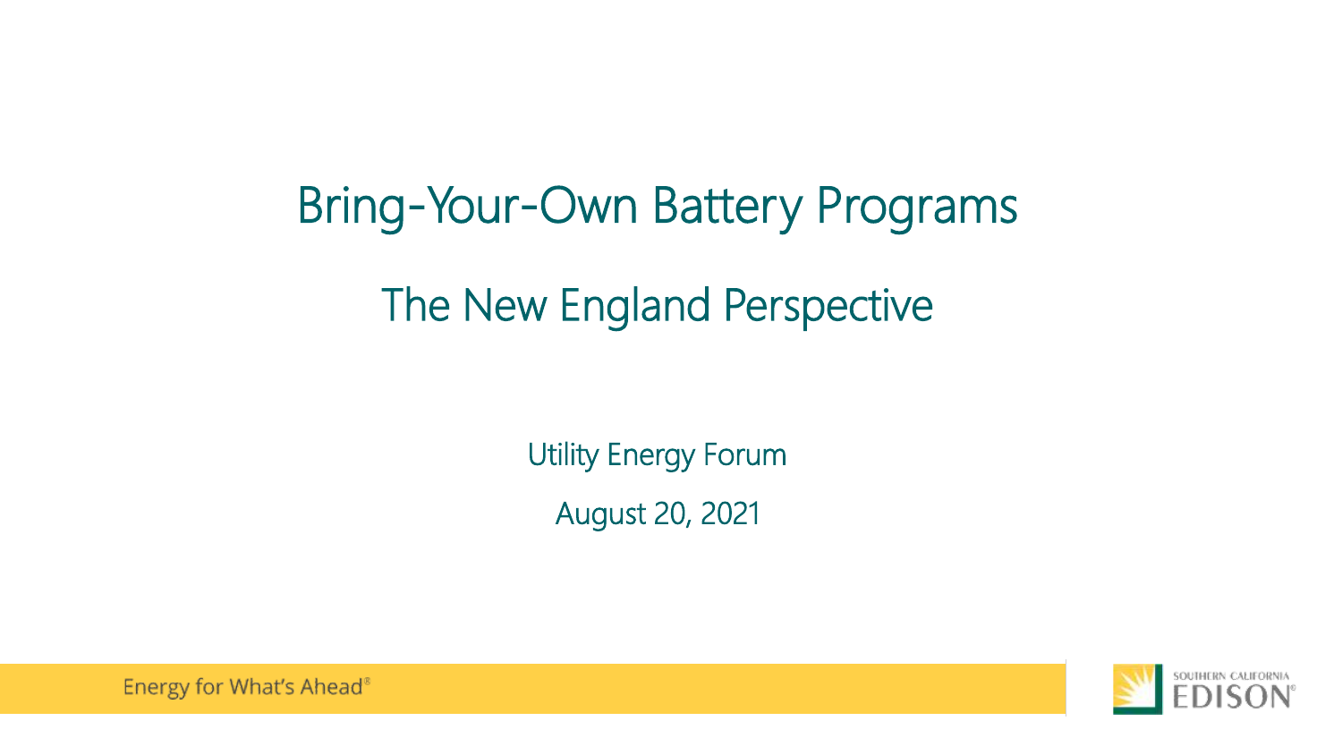# Bring-Your-Own Battery Programs

## The New England Perspective

Utility Energy Forum

August 20, 2021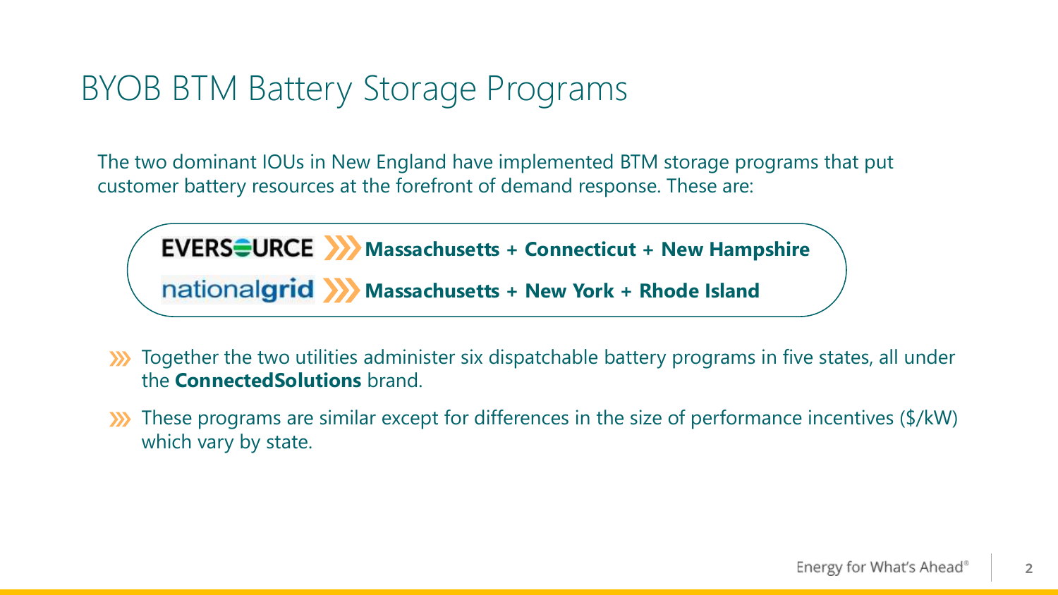# BYOB BTM Battery Storage Programs

The two dominant IOUs in New England have implemented BTM storage programs that put customer battery resources at the forefront of demand response. These are:

- EVERSOURCE »» **Massachusetts + Connecticut + New Hampshire**
- nationalgrid »» **Massachusetts + New York + Rhode Island**

- Together the two utilities administer six dispatchable battery programs in five states, all under the **ConnectedSolutions** brand.
- These programs are similar except for differences in the size of performance incentives ($/kW) which vary by state.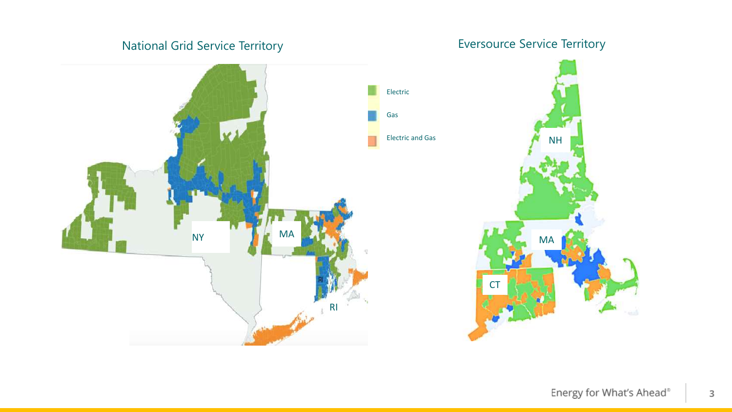## National Grid Service Territory

## Eversource Service Territory

- Electric
- Gas
- Electric and Gas

NY

MA

RI

NH

MA

CT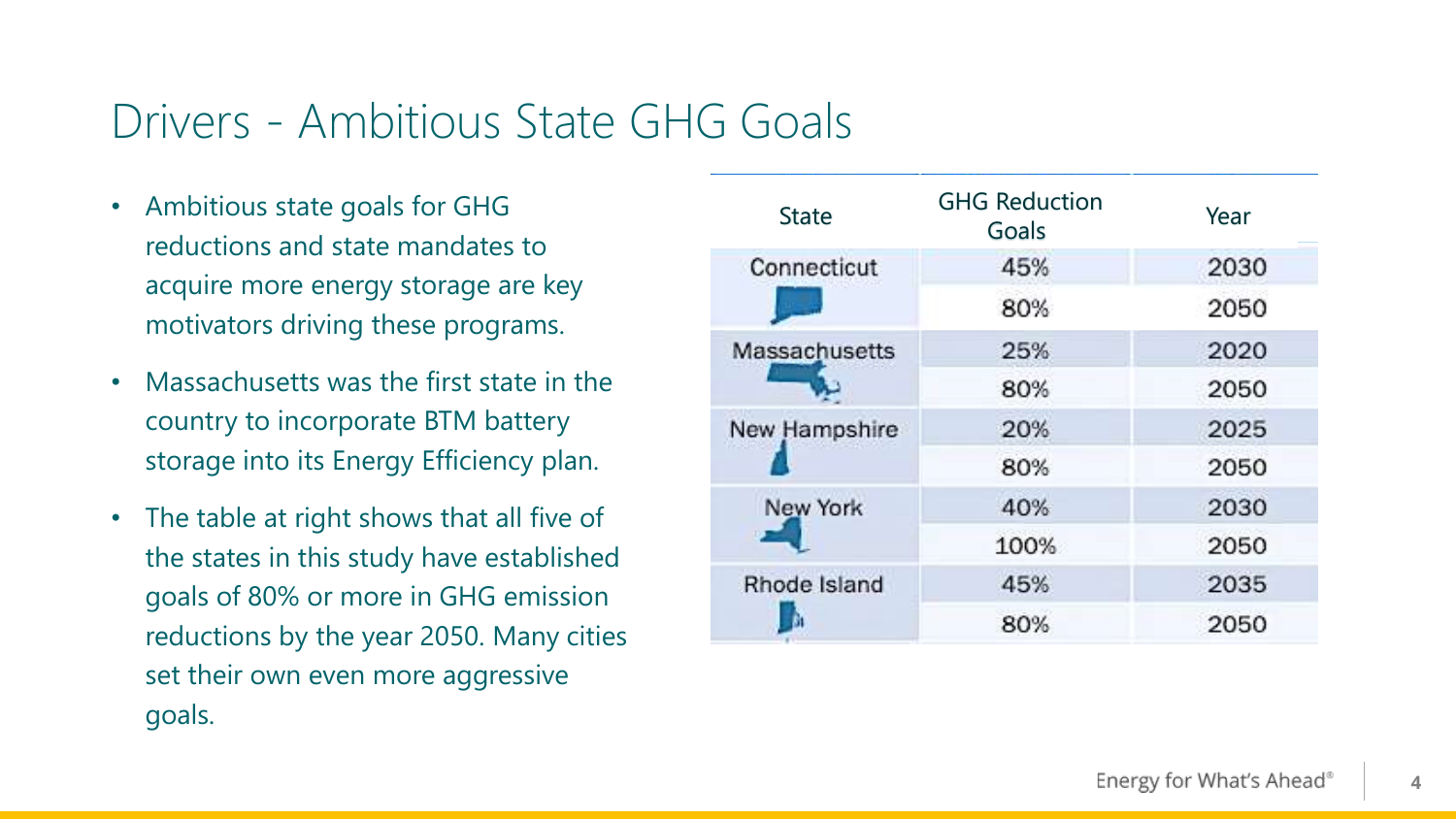# Drivers - Ambitious State GHG Goals

- Ambitious state goals for GHG reductions and state mandates to acquire more energy storage are key motivators driving these programs.
- Massachusetts was the first state in the country to incorporate BTM battery storage into its Energy Efficiency plan.
- The table at right shows that all five of the states in this study have established goals of 80% or more in GHG emission reductions by the year 2050. Many cities set their own even more aggressive goals.

| State | GHG Reduction Goals | Year |
|---|---|---|
| Connecticut | 45% | 2030 |
| | 80% | 2050 |
| Massachusetts | 25% | 2020 |
| | 80% | 2050 |
| New Hampshire | 20% | 2025 |
| | 80% | 2050 |
| New York | 40% | 2030 |
| | 100% | 2050 |
| Rhode Island | 45% | 2035 |
| | 80% | 2050 |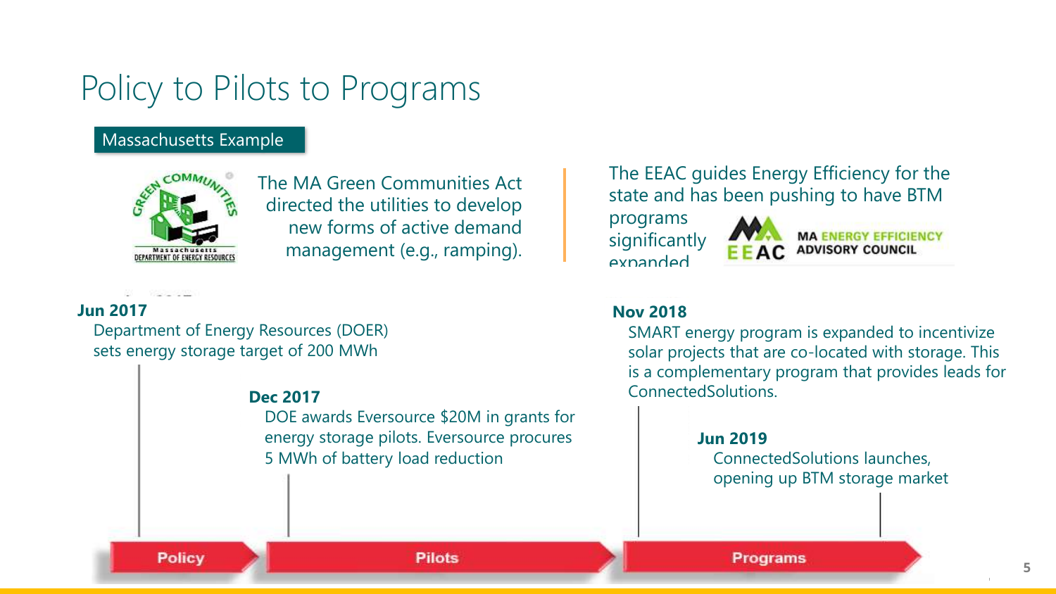# Policy to Pilots to Programs

Massachusetts Example

The MA Green Communities Act directed the utilities to develop new forms of active demand management (e.g., ramping).

The EEAC guides Energy Efficiency for the state and has been pushing to have BTM programs significantly expanded

MA ENERGY EFFICIENCY ADVISORY COUNCIL

**Jun 2017**
Department of Energy Resources (DOER) sets energy storage target of 200 MWh

**Dec 2017**
DOE awards Eversource $20M in grants for energy storage pilots. Eversource procures 5 MWh of battery load reduction

**Nov 2018**
SMART energy program is expanded to incentivize solar projects that are co-located with storage. This is a complementary program that provides leads for ConnectedSolutions.

**Jun 2019**
ConnectedSolutions launches, opening up BTM storage market

Policy → Pilots → Programs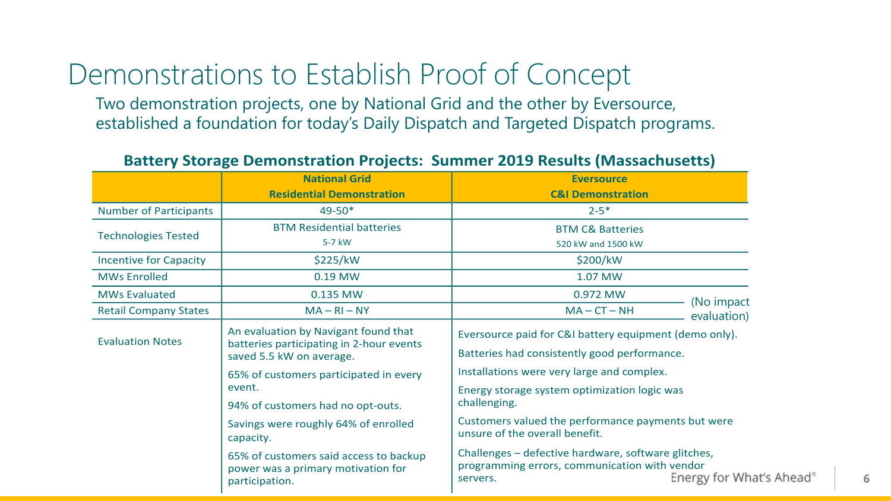# Demonstrations to Establish Proof of Concept

Two demonstration projects, one by National Grid and the other by Eversource, established a foundation for today's Daily Dispatch and Targeted Dispatch programs.

**Battery Storage Demonstration Projects: Summer 2019 Results (Massachusetts)**

| | National Grid<br>Residential Demonstration | Eversource<br>C&I Demonstration |
|---|---|---|
| Number of Participants | 49-50* | 2-5* |
| Technologies Tested | BTM Residential batteries<br>5-7 kW | BTM C& Batteries<br>520 kW and 1500 kW |
| Incentive for Capacity | $225/kW | $200/kW |
| MWs Enrolled | 0.19 MW | 1.07 MW |
| MWs Evaluated | 0.135 MW | 0.972 MW (No impact evaluation) |
| Retail Company States | MA – RI – NY | MA – CT – NH |
| Evaluation Notes | An evaluation by Navigant found that batteries participating in 2-hour events saved 5.5 kW on average.<br>65% of customers participated in every event.<br>94% of customers had no opt-outs.<br>Savings were roughly 64% of enrolled capacity.<br>65% of customers said access to backup power was a primary motivation for participation. | Eversource paid for C&I battery equipment (demo only).<br>Batteries had consistently good performance.<br>Installations were very large and complex.<br>Energy storage system optimization logic was challenging.<br>Customers valued the performance payments but were unsure of the overall benefit.<br>Challenges – defective hardware, software glitches, programming errors, communication with vendor servers. |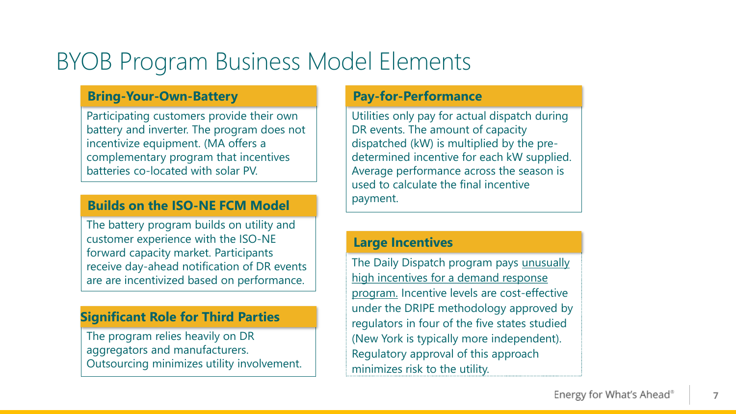# BYOB Program Business Model Elements

## Bring-Your-Own-Battery

Participating customers provide their own battery and inverter. The program does not incentivize equipment. (MA offers a complementary program that incentives batteries co-located with solar PV.

## Builds on the ISO-NE FCM Model

The battery program builds on utility and customer experience with the ISO-NE forward capacity market. Participants receive day-ahead notification of DR events are are incentivized based on performance.

## Significant Role for Third Parties

The program relies heavily on DR aggregators and manufacturers. Outsourcing minimizes utility involvement.

## Pay-for-Performance

Utilities only pay for actual dispatch during DR events. The amount of capacity dispatched (kW) is multiplied by the pre-determined incentive for each kW supplied. Average performance across the season is used to calculate the final incentive payment.

## Large Incentives

The Daily Dispatch program pays <u>unusually high incentives for a demand response program.</u> Incentive levels are cost-effective under the DRIPE methodology approved by regulators in four of the five states studied (New York is typically more independent). Regulatory approval of this approach minimizes risk to the utility.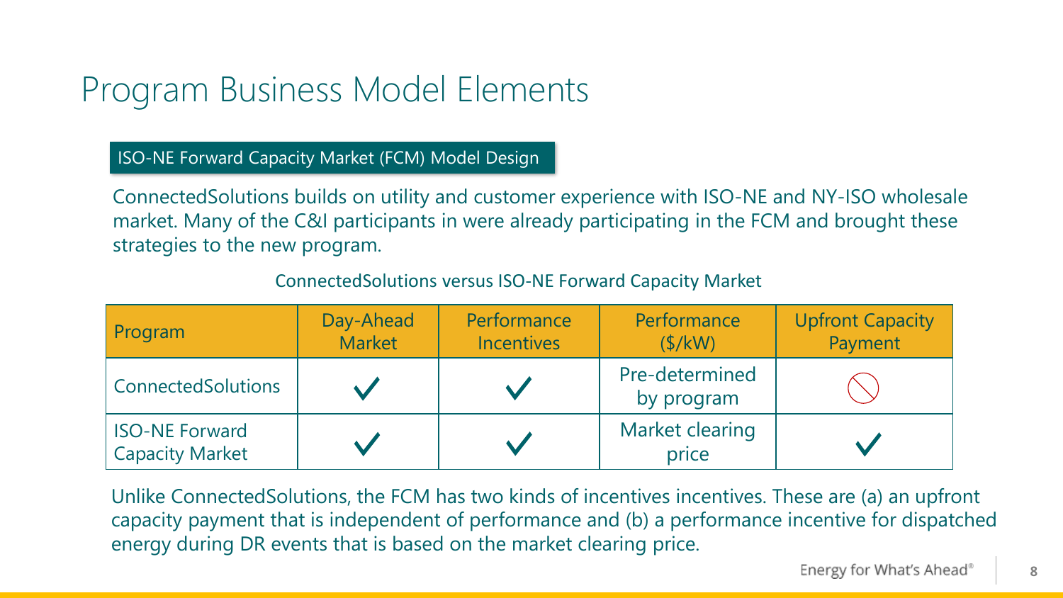# Program Business Model Elements

**ISO-NE Forward Capacity Market (FCM) Model Design**

ConnectedSolutions builds on utility and customer experience with ISO-NE and NY-ISO wholesale market. Many of the C&I participants in were already participating in the FCM and brought these strategies to the new program.

ConnectedSolutions versus ISO-NE Forward Capacity Market

| Program | Day-Ahead Market | Performance Incentives | Performance ($/kW) | Upfront Capacity Payment |
| --- | --- | --- | --- | --- |
| ConnectedSolutions | ✓ | ✓ | Pre-determined by program | ⃠ |
| ISO-NE Forward Capacity Market | ✓ | ✓ | Market clearing price | ✓ |

Unlike ConnectedSolutions, the FCM has two kinds of incentives incentives. These are (a) an upfront capacity payment that is independent of performance and (b) a performance incentive for dispatched energy during DR events that is based on the market clearing price.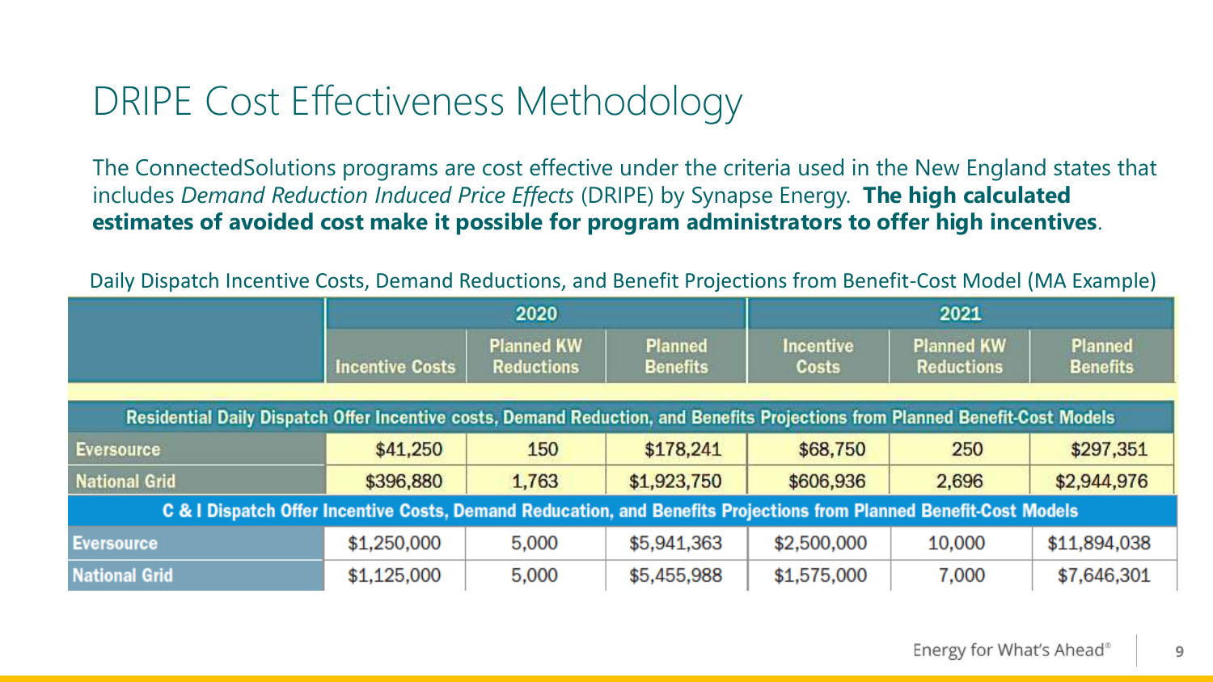# DRIPE Cost Effectiveness Methodology

The ConnectedSolutions programs are cost effective under the criteria used in the New England states that includes *Demand Reduction Induced Price Effects* (DRIPE) by Synapse Energy. **The high calculated estimates of avoided cost make it possible for program administrators to offer high incentives**.

Daily Dispatch Incentive Costs, Demand Reductions, and Benefit Projections from Benefit-Cost Model (MA Example)

| | 2020 | | | 2021 | | |
|---|---|---|---|---|---|---|
| | Incentive Costs | Planned KW Reductions | Planned Benefits | Incentive Costs | Planned KW Reductions | Planned Benefits |
| **Residential Daily Dispatch Offer Incentive costs, Demand Reduction, and Benefits Projections from Planned Benefit-Cost Models** | | | | | | |
| Eversource | $41,250 | 150 | $178,241 | $68,750 | 250 | $297,351 |
| National Grid | $396,880 | 1,763 | $1,923,750 | $606,936 | 2,696 | $2,944,976 |
| **C & I Dispatch Offer Incentive Costs, Demand Reducation, and Benefits Projections from Planned Benefit-Cost Models** | | | | | | |
| Eversource | $1,250,000 | 5,000 | $5,941,363 | $2,500,000 | 10,000 | $11,894,038 |
| National Grid | $1,125,000 | 5,000 | $5,455,988 | $1,575,000 | 7,000 | $7,646,301 |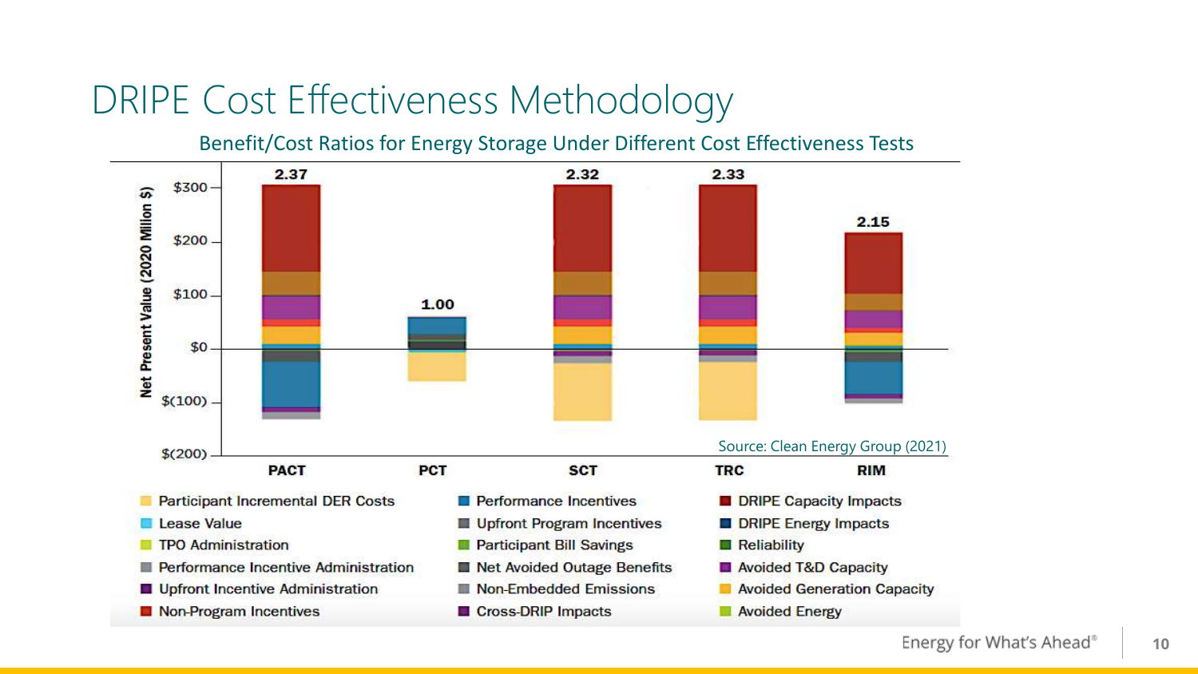# DRIPE Cost Effectiveness Methodology

Benefit/Cost Ratios for Energy Storage Under Different Cost Effectiveness Tests

| Test | Benefit/Cost Ratio |
|---|---|
| PACT | 2.37 |
| PCT | 1.00 |
| SCT | 2.32 |
| TRC | 2.33 |
| RIM | 2.15 |

Net Present Value (2020 Million $)

Legend:

- Participant Incremental DER Costs
- Lease Value
- TPO Administration
- Performance Incentive Administration
- Upfront Incentive Administration
- Non-Program Incentives
- Performance Incentives
- Upfront Program Incentives
- Participant Bill Savings
- Net Avoided Outage Benefits
- Non-Embedded Emissions
- Cross-DRIP Impacts
- DRIPE Capacity Impacts
- DRIPE Energy Impacts
- Reliability
- Avoided T&D Capacity
- Avoided Generation Capacity
- Avoided Energy

Source: Clean Energy Group (2021)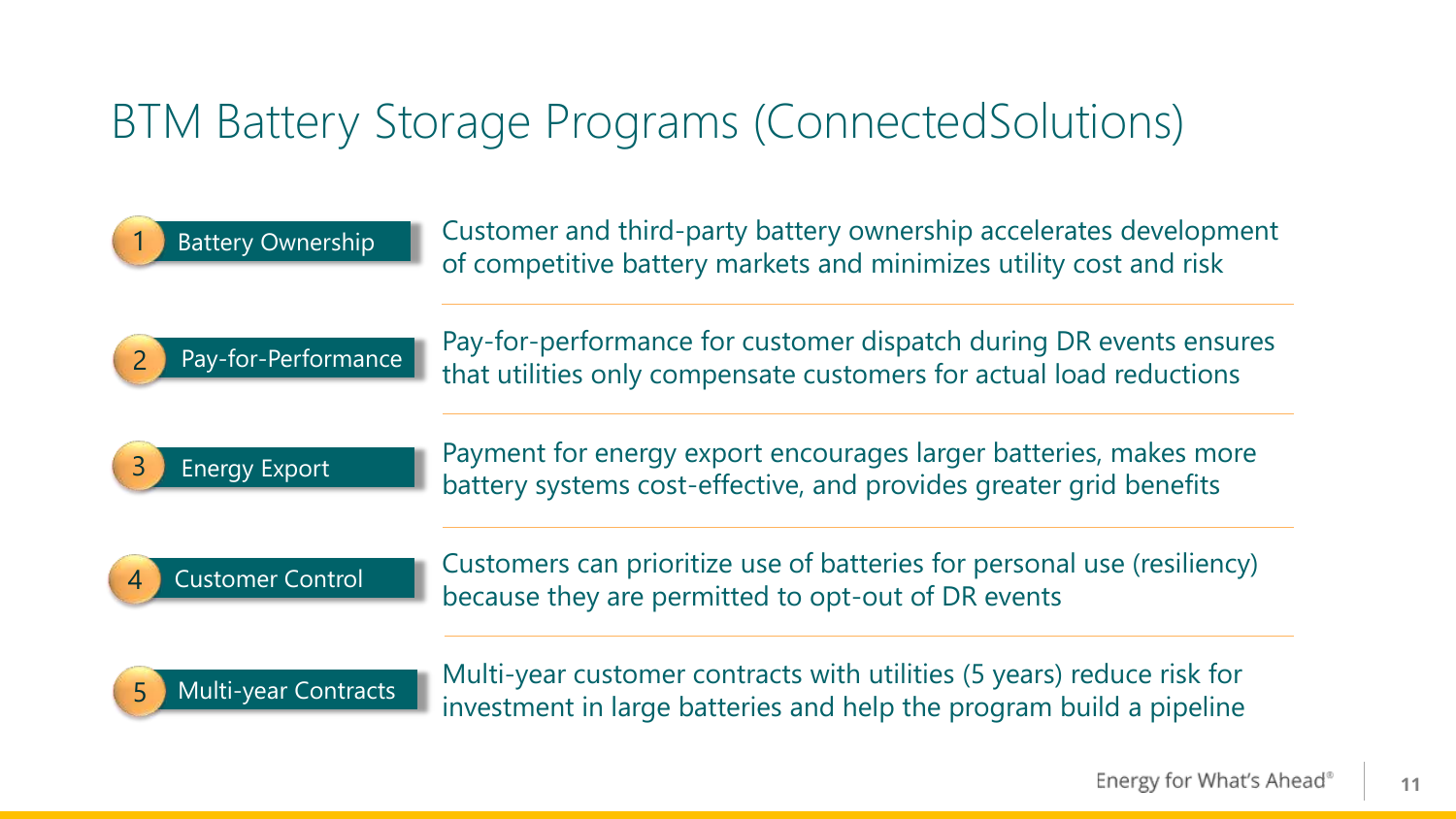# BTM Battery Storage Programs (ConnectedSolutions)

1. **Battery Ownership** — Customer and third-party battery ownership accelerates development of competitive battery markets and minimizes utility cost and risk

2. **Pay-for-Performance** — Pay-for-performance for customer dispatch during DR events ensures that utilities only compensate customers for actual load reductions

3. **Energy Export** — Payment for energy export encourages larger batteries, makes more battery systems cost-effective, and provides greater grid benefits

4. **Customer Control** — Customers can prioritize use of batteries for personal use (resiliency) because they are permitted to opt-out of DR events

5. **Multi-year Contracts** — Multi-year customer contracts with utilities (5 years) reduce risk for investment in large batteries and help the program build a pipeline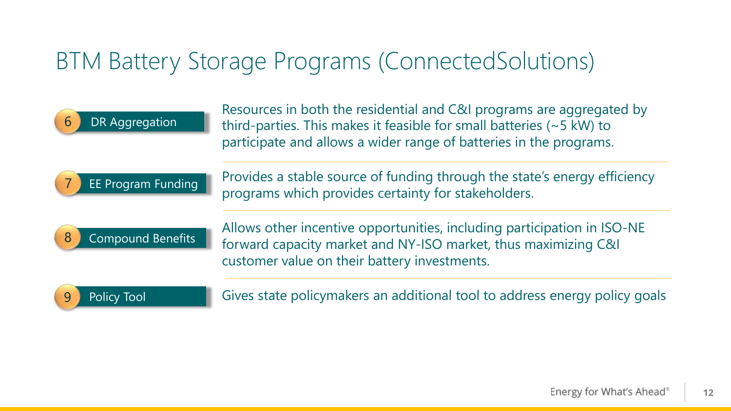# BTM Battery Storage Programs (ConnectedSolutions)

| # | Topic | Description |
|---|---|---|
| 6 | DR Aggregation | Resources in both the residential and C&I programs are aggregated by third-parties. This makes it feasible for small batteries (~5 kW) to participate and allows a wider range of batteries in the programs. |
| 7 | EE Program Funding | Provides a stable source of funding through the state's energy efficiency programs which provides certainty for stakeholders. |
| 8 | Compound Benefits | Allows other incentive opportunities, including participation in ISO-NE forward capacity market and NY-ISO market, thus maximizing C&I customer value on their battery investments. |
| 9 | Policy Tool | Gives state policymakers an additional tool to address energy policy goals |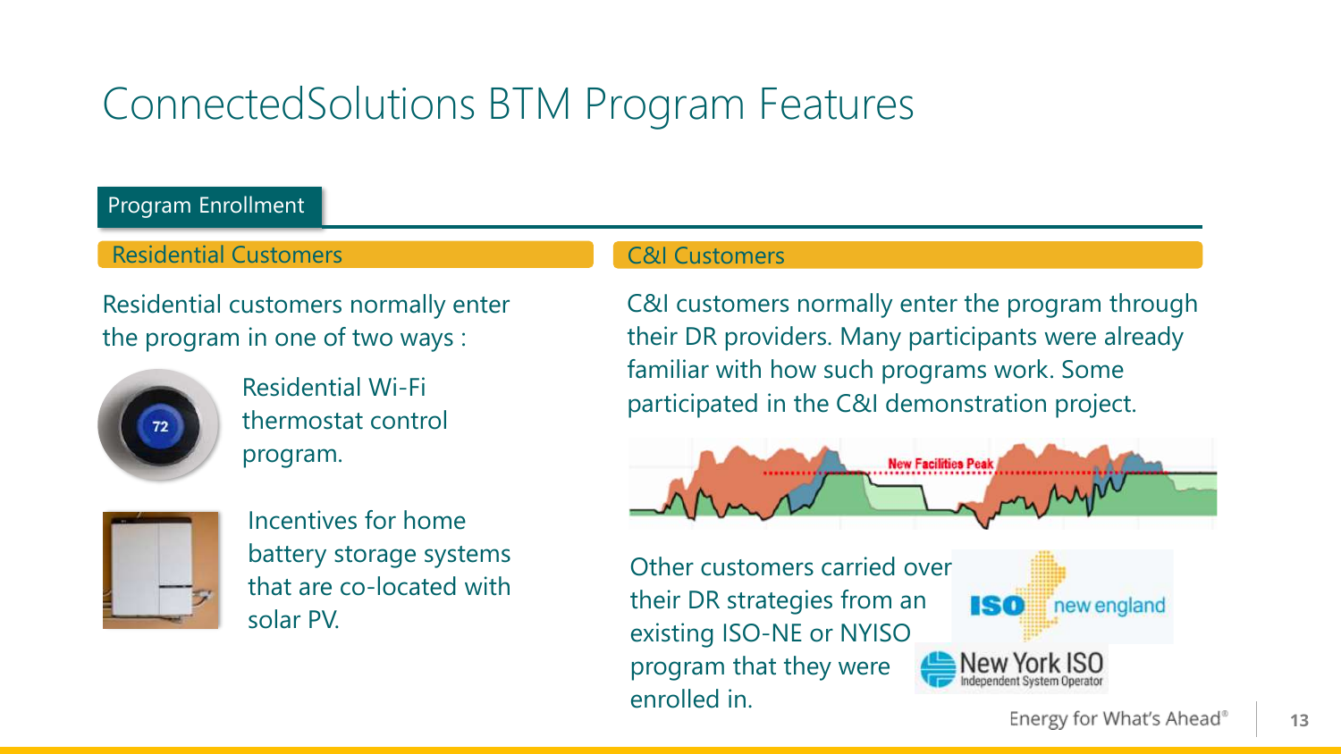# ConnectedSolutions BTM Program Features

## Program Enrollment

### Residential Customers

Residential customers normally enter the program in one of two ways :

- Residential Wi-Fi thermostat control program.
- Incentives for home battery storage systems that are co-located with solar PV.

### C&I Customers

C&I customers normally enter the program through their DR providers. Many participants were already familiar with how such programs work. Some participated in the C&I demonstration project.

Other customers carried over their DR strategies from an existing ISO-NE or NYISO program that they were enrolled in.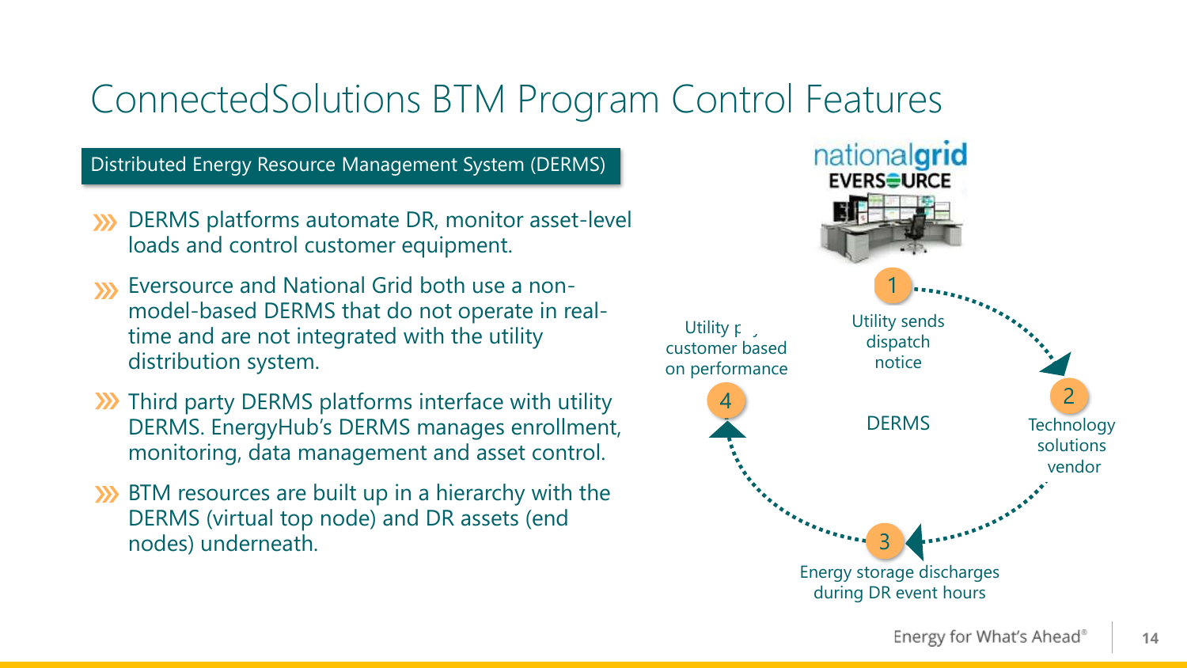# ConnectedSolutions BTM Program Control Features

## Distributed Energy Resource Management System (DERMS)

- DERMS platforms automate DR, monitor asset-level loads and control customer equipment.
- Eversource and National Grid both use a non-model-based DERMS that do not operate in real-time and are not integrated with the utility distribution system.
- Third party DERMS platforms interface with utility DERMS. EnergyHub's DERMS manages enrollment, monitoring, data management and asset control.
- BTM resources are built up in a hierarchy with the DERMS (virtual top node) and DR assets (end nodes) underneath.

nationalgrid
EVERSOURCE

DERMS

1. Utility sends dispatch notice
2. Technology solutions vendor
3. Energy storage discharges during DR event hours
4. Utility pays customer based on performance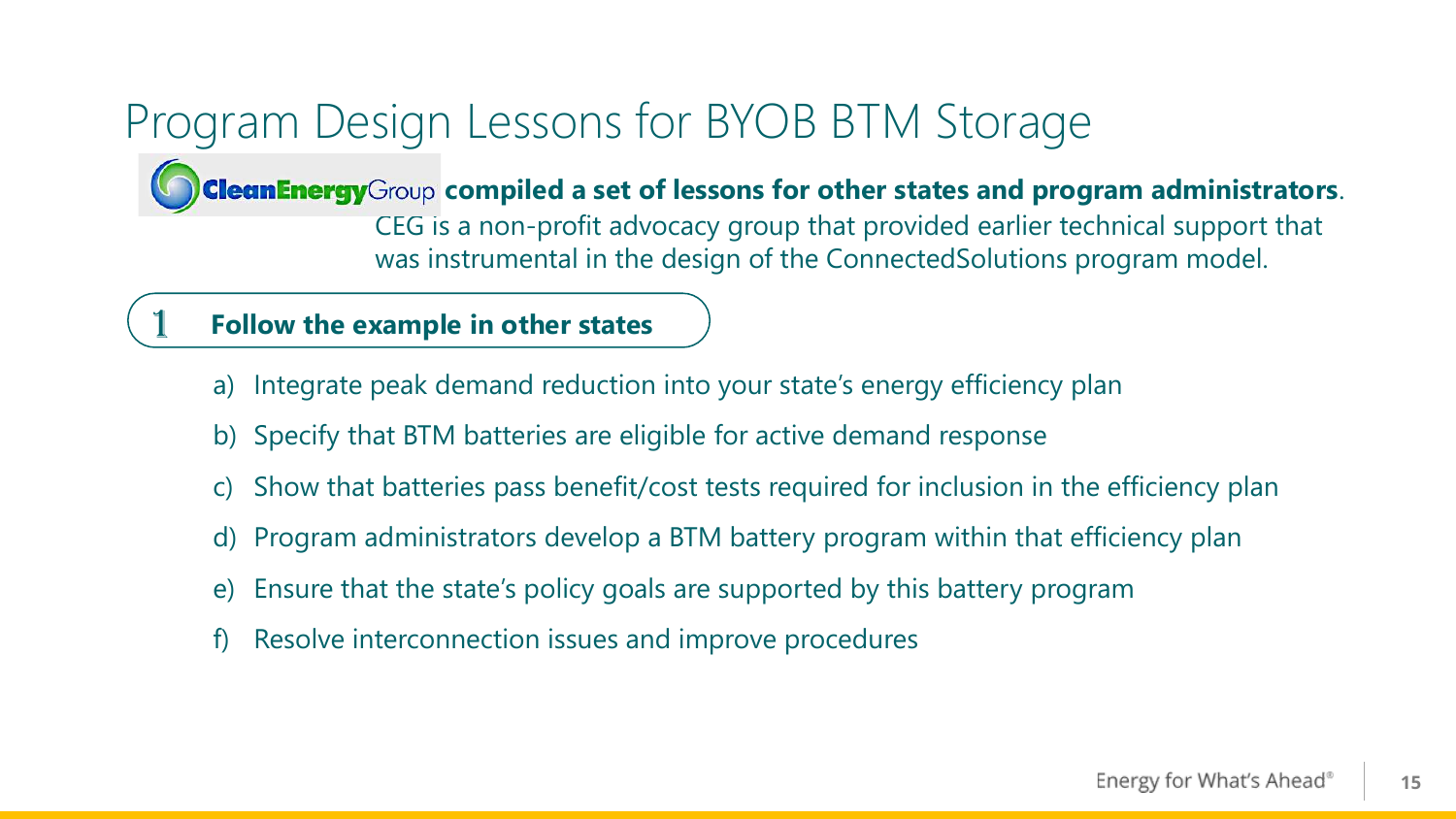# Program Design Lessons for BYOB BTM Storage

CleanEnergyGroup **compiled a set of lessons for other states and program administrators**. CEG is a non-profit advocacy group that provided earlier technical support that was instrumental in the design of the ConnectedSolutions program model.

## 1 Follow the example in other states

a) Integrate peak demand reduction into your state's energy efficiency plan

b) Specify that BTM batteries are eligible for active demand response

c) Show that batteries pass benefit/cost tests required for inclusion in the efficiency plan

d) Program administrators develop a BTM battery program within that efficiency plan

e) Ensure that the state's policy goals are supported by this battery program

f) Resolve interconnection issues and improve procedures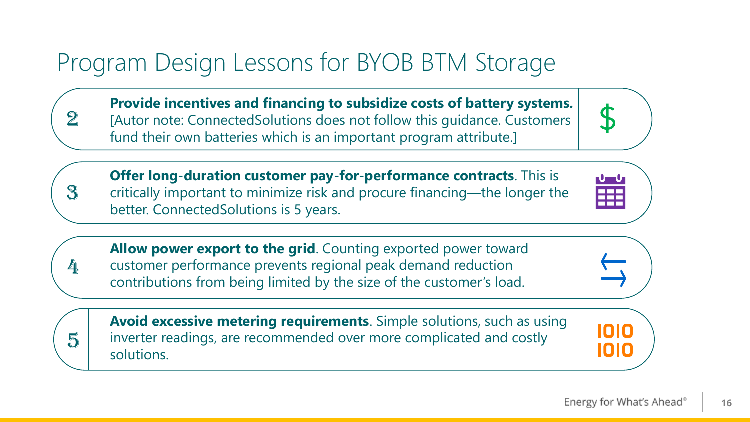# Program Design Lessons for BYOB BTM Storage

2. **Provide incentives and financing to subsidize costs of battery systems.** [Autor note: ConnectedSolutions does not follow this guidance. Customers fund their own batteries which is an important program attribute.]

3. **Offer long-duration customer pay-for-performance contracts**. This is critically important to minimize risk and procure financing—the longer the better. ConnectedSolutions is 5 years.

4. **Allow power export to the grid**. Counting exported power toward customer performance prevents regional peak demand reduction contributions from being limited by the size of the customer's load.

5. **Avoid excessive metering requirements**. Simple solutions, such as using inverter readings, are recommended over more complicated and costly solutions.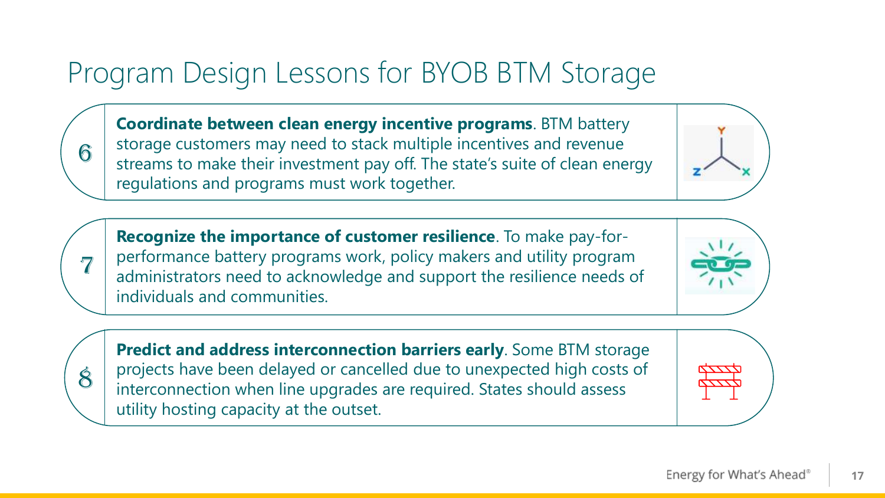# Program Design Lessons for BYOB BTM Storage

6. **Coordinate between clean energy incentive programs**. BTM battery storage customers may need to stack multiple incentives and revenue streams to make their investment pay off. The state's suite of clean energy regulations and programs must work together.

7. **Recognize the importance of customer resilience**. To make pay-for-performance battery programs work, policy makers and utility program administrators need to acknowledge and support the resilience needs of individuals and communities.

8. **Predict and address interconnection barriers early**. Some BTM storage projects have been delayed or cancelled due to unexpected high costs of interconnection when line upgrades are required. States should assess utility hosting capacity at the outset.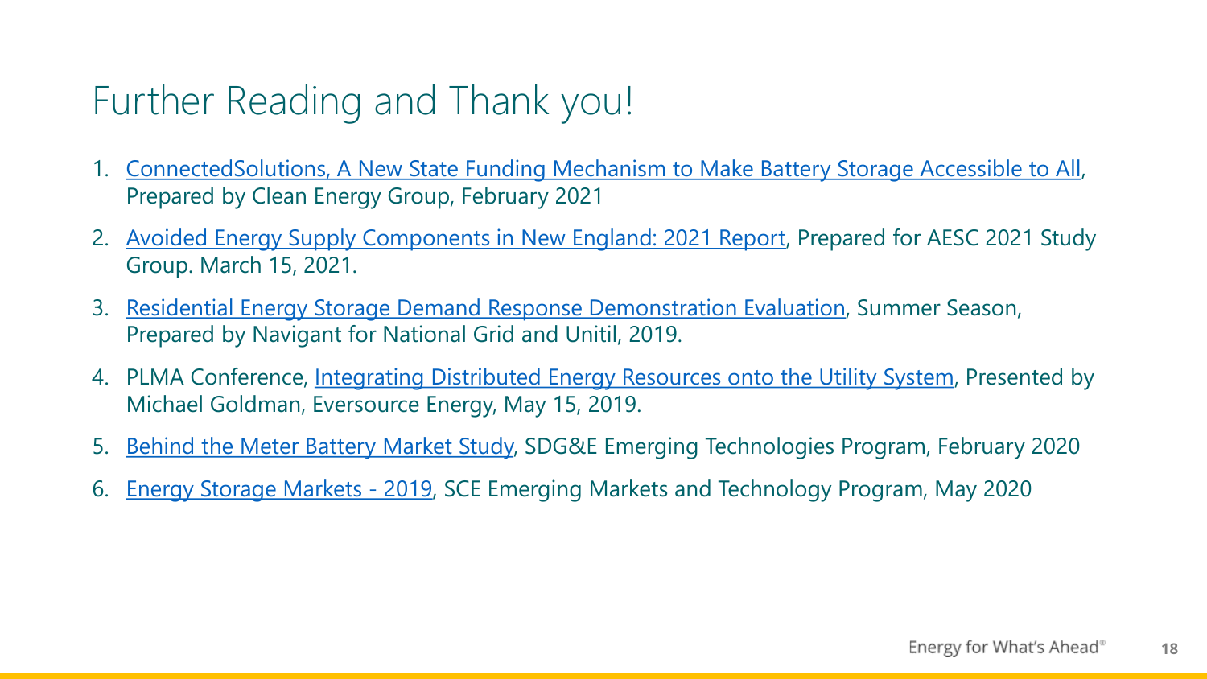# Further Reading and Thank you!

1. ConnectedSolutions, A New State Funding Mechanism to Make Battery Storage Accessible to All, Prepared by Clean Energy Group, February 2021
2. Avoided Energy Supply Components in New England: 2021 Report, Prepared for AESC 2021 Study Group. March 15, 2021.
3. Residential Energy Storage Demand Response Demonstration Evaluation, Summer Season, Prepared by Navigant for National Grid and Unitil, 2019.
4. PLMA Conference, Integrating Distributed Energy Resources onto the Utility System, Presented by Michael Goldman, Eversource Energy, May 15, 2019.
5. Behind the Meter Battery Market Study, SDG&E Emerging Technologies Program, February 2020
6. Energy Storage Markets - 2019, SCE Emerging Markets and Technology Program, May 2020